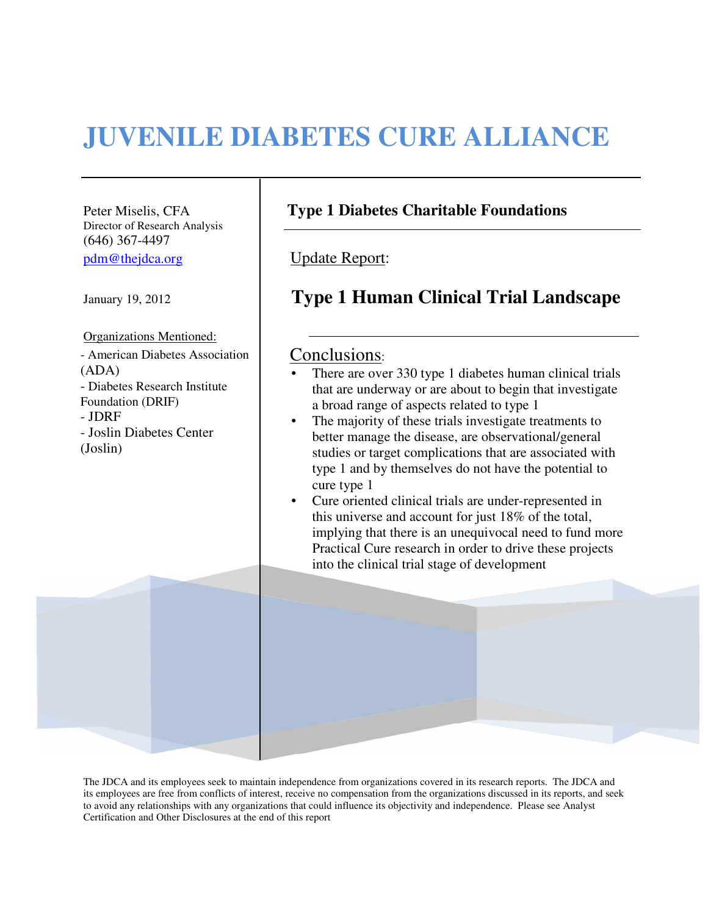# JUVENILE DIABETES CURE ALLIANCE

Peter Miselis, CFA
Director of Research Analysis
(646) 367-4497
pdm@thejdca.org

January 19, 2012

Organizations Mentioned:

- American Diabetes Association (ADA)
- Diabetes Research Institute Foundation (DRIF)
- JDRF
- Joslin Diabetes Center (Joslin)

## Type 1 Diabetes Charitable Foundations

Update Report:

## Type 1 Human Clinical Trial Landscape

### Conclusions:

- There are over 330 type 1 diabetes human clinical trials that are underway or are about to begin that investigate a broad range of aspects related to type 1
- The majority of these trials investigate treatments to better manage the disease, are observational/general studies or target complications that are associated with type 1 and by themselves do not have the potential to cure type 1
- Cure oriented clinical trials are under-represented in this universe and account for just 18% of the total, implying that there is an unequivocal need to fund more Practical Cure research in order to drive these projects into the clinical trial stage of development

The JDCA and its employees seek to maintain independence from organizations covered in its research reports. The JDCA and its employees are free from conflicts of interest, receive no compensation from the organizations discussed in its reports, and seek to avoid any relationships with any organizations that could influence its objectivity and independence. Please see Analyst Certification and Other Disclosures at the end of this report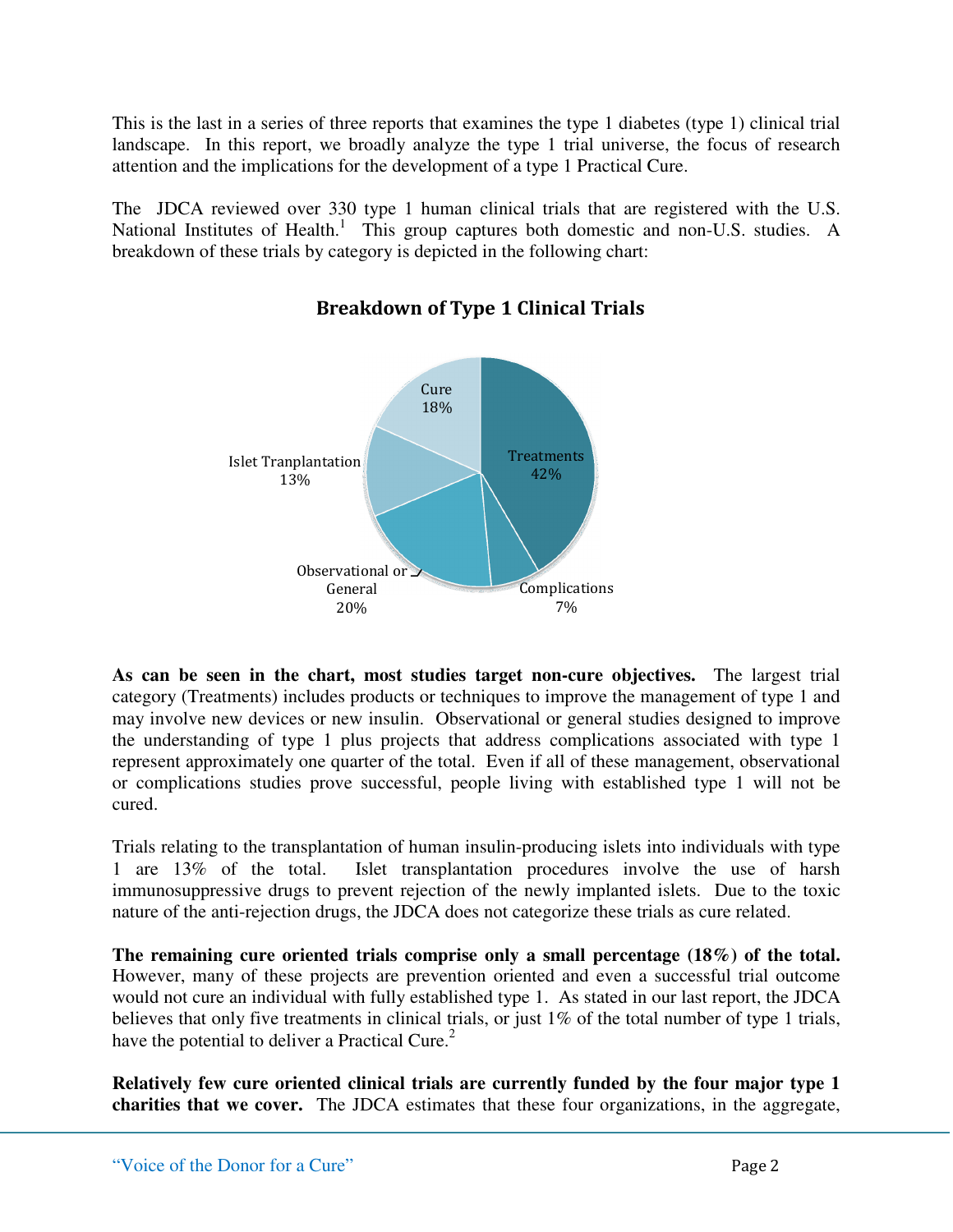This is the last in a series of three reports that examines the type 1 diabetes (type 1) clinical trial landscape. In this report, we broadly analyze the type 1 trial universe, the focus of research attention and the implications for the development of a type 1 Practical Cure.

The JDCA reviewed over 330 type 1 human clinical trials that are registered with the U.S. National Institutes of Health.[1] This group captures both domestic and non-U.S. studies. A breakdown of these trials by category is depicted in the following chart:

**Breakdown of Type 1 Clinical Trials**

| Category | Share |
|---|---|
| Treatments | 42% |
| Complications | 7% |
| Observational or General | 20% |
| Islet Tranplantation | 13% |
| Cure | 18% |

**As can be seen in the chart, most studies target non-cure objectives.** The largest trial category (Treatments) includes products or techniques to improve the management of type 1 and may involve new devices or new insulin. Observational or general studies designed to improve the understanding of type 1 plus projects that address complications associated with type 1 represent approximately one quarter of the total. Even if all of these management, observational or complications studies prove successful, people living with established type 1 will not be cured.

Trials relating to the transplantation of human insulin-producing islets into individuals with type 1 are 13% of the total. Islet transplantation procedures involve the use of harsh immunosuppressive drugs to prevent rejection of the newly implanted islets. Due to the toxic nature of the anti-rejection drugs, the JDCA does not categorize these trials as cure related.

**The remaining cure oriented trials comprise only a small percentage (18%) of the total.** However, many of these projects are prevention oriented and even a successful trial outcome would not cure an individual with fully established type 1. As stated in our last report, the JDCA believes that only five treatments in clinical trials, or just 1% of the total number of type 1 trials, have the potential to deliver a Practical Cure.[2]

**Relatively few cure oriented clinical trials are currently funded by the four major type 1 charities that we cover.** The JDCA estimates that these four organizations, in the aggregate,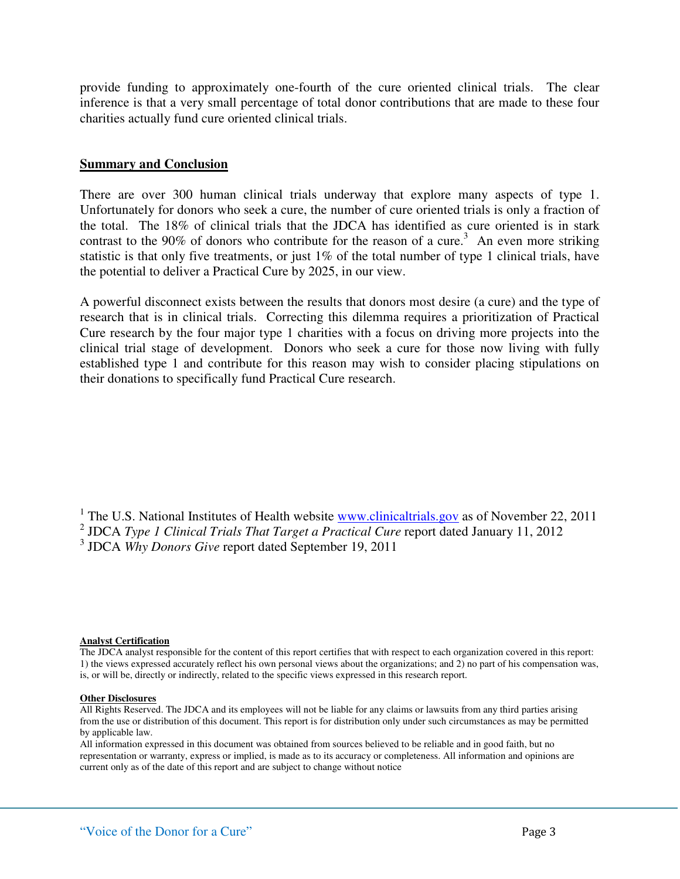provide funding to approximately one-fourth of the cure oriented clinical trials. The clear inference is that a very small percentage of total donor contributions that are made to these four charities actually fund cure oriented clinical trials.

## Summary and Conclusion

There are over 300 human clinical trials underway that explore many aspects of type 1. Unfortunately for donors who seek a cure, the number of cure oriented trials is only a fraction of the total. The 18% of clinical trials that the JDCA has identified as cure oriented is in stark contrast to the 90% of donors who contribute for the reason of a cure.[3] An even more striking statistic is that only five treatments, or just 1% of the total number of type 1 clinical trials, have the potential to deliver a Practical Cure by 2025, in our view.

A powerful disconnect exists between the results that donors most desire (a cure) and the type of research that is in clinical trials. Correcting this dilemma requires a prioritization of Practical Cure research by the four major type 1 charities with a focus on driving more projects into the clinical trial stage of development. Donors who seek a cure for those now living with fully established type 1 and contribute for this reason may wish to consider placing stipulations on their donations to specifically fund Practical Cure research.

[1] The U.S. National Institutes of Health website www.clinicaltrials.gov as of November 22, 2011
[2] JDCA *Type 1 Clinical Trials That Target a Practical Cure* report dated January 11, 2012
[3] JDCA *Why Donors Give* report dated September 19, 2011

**Analyst Certification**
The JDCA analyst responsible for the content of this report certifies that with respect to each organization covered in this report: 1) the views expressed accurately reflect his own personal views about the organizations; and 2) no part of his compensation was, is, or will be, directly or indirectly, related to the specific views expressed in this research report.

**Other Disclosures**
All Rights Reserved. The JDCA and its employees will not be liable for any claims or lawsuits from any third parties arising from the use or distribution of this document. This report is for distribution only under such circumstances as may be permitted by applicable law.
All information expressed in this document was obtained from sources believed to be reliable and in good faith, but no representation or warranty, express or implied, is made as to its accuracy or completeness. All information and opinions are current only as of the date of this report and are subject to change without notice